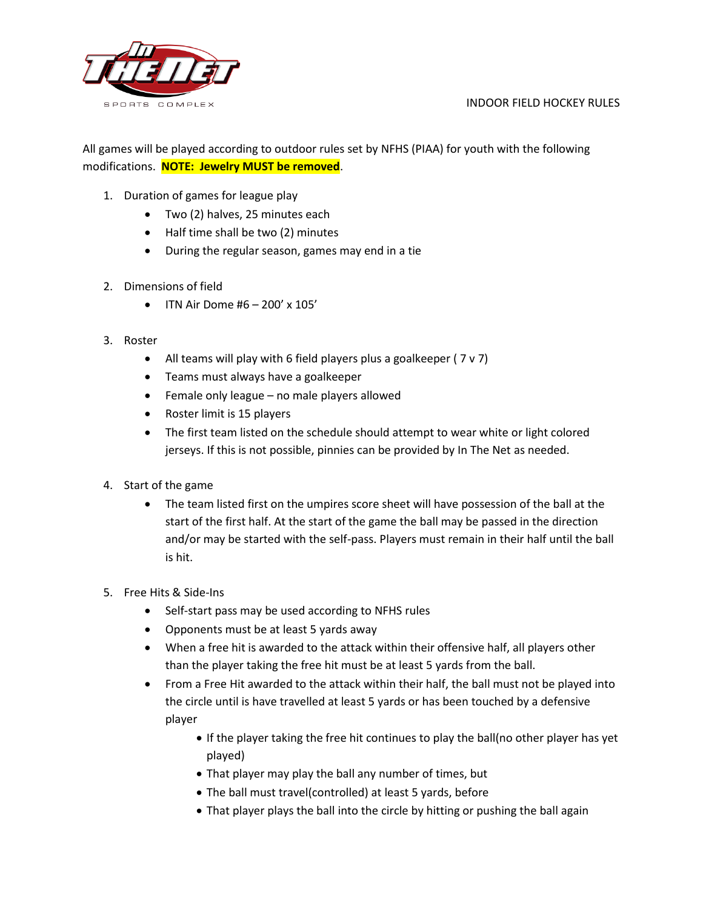# INDOOR FIELD HOCKEY RULES

All games will be played according to outdoor rules set by NFHS (PIAA) for youth with the following modifications. **NOTE: Jewelry MUST be removed**.

1. Duration of games for league play
   - Two (2) halves, 25 minutes each
   - Half time shall be two (2) minutes
   - During the regular season, games may end in a tie

2. Dimensions of field
   - ITN Air Dome #6 – 200' x 105'

3. Roster
   - All teams will play with 6 field players plus a goalkeeper ( 7 v 7)
   - Teams must always have a goalkeeper
   - Female only league – no male players allowed
   - Roster limit is 15 players
   - The first team listed on the schedule should attempt to wear white or light colored jerseys. If this is not possible, pinnies can be provided by In The Net as needed.

4. Start of the game
   - The team listed first on the umpires score sheet will have possession of the ball at the start of the first half. At the start of the game the ball may be passed in the direction and/or may be started with the self-pass. Players must remain in their half until the ball is hit.

5. Free Hits & Side-Ins
   - Self-start pass may be used according to NFHS rules
   - Opponents must be at least 5 yards away
   - When a free hit is awarded to the attack within their offensive half, all players other than the player taking the free hit must be at least 5 yards from the ball.
   - From a Free Hit awarded to the attack within their half, the ball must not be played into the circle until is have travelled at least 5 yards or has been touched by a defensive player
     - If the player taking the free hit continues to play the ball(no other player has yet played)
     - That player may play the ball any number of times, but
     - The ball must travel(controlled) at least 5 yards, before
     - That player plays the ball into the circle by hitting or pushing the ball again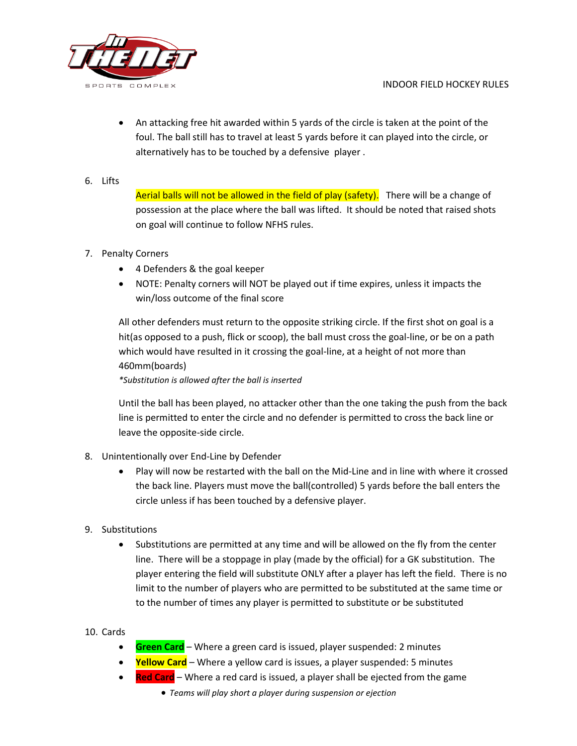- An attacking free hit awarded within 5 yards of the circle is taken at the point of the foul. The ball still has to travel at least 5 yards before it can played into the circle, or alternatively has to be touched by a defensive player .

6. Lifts

   Aerial balls will not be allowed in the field of play (safety). There will be a change of possession at the place where the ball was lifted. It should be noted that raised shots on goal will continue to follow NFHS rules.

7. Penalty Corners
   - 4 Defenders & the goal keeper
   - NOTE: Penalty corners will NOT be played out if time expires, unless it impacts the win/loss outcome of the final score

   All other defenders must return to the opposite striking circle. If the first shot on goal is a hit(as opposed to a push, flick or scoop), the ball must cross the goal-line, or be on a path which would have resulted in it crossing the goal-line, at a height of not more than 460mm(boards)

   *\*Substitution is allowed after the ball is inserted*

   Until the ball has been played, no attacker other than the one taking the push from the back line is permitted to enter the circle and no defender is permitted to cross the back line or leave the opposite-side circle.

8. Unintentionally over End-Line by Defender
   - Play will now be restarted with the ball on the Mid-Line and in line with where it crossed the back line. Players must move the ball(controlled) 5 yards before the ball enters the circle unless if has been touched by a defensive player.

9. Substitutions
   - Substitutions are permitted at any time and will be allowed on the fly from the center line. There will be a stoppage in play (made by the official) for a GK substitution. The player entering the field will substitute ONLY after a player has left the field. There is no limit to the number of players who are permitted to be substituted at the same time or to the number of times any player is permitted to substitute or be substituted

10. Cards
    - **Green Card** – Where a green card is issued, player suspended: 2 minutes
    - **Yellow Card** – Where a yellow card is issues, a player suspended: 5 minutes
    - **Red Card** – Where a red card is issued, a player shall be ejected from the game
      - *Teams will play short a player during suspension or ejection*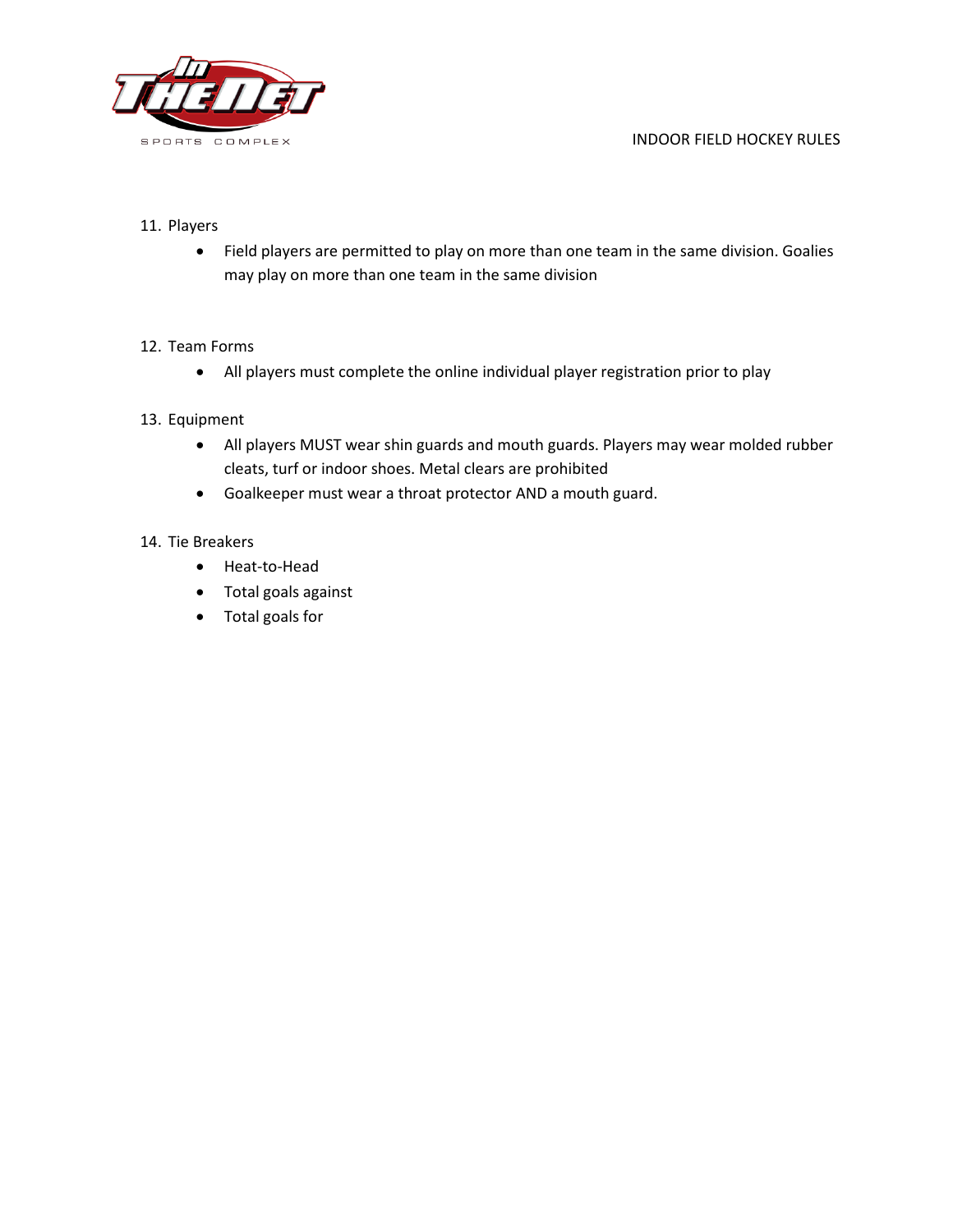11. Players
    - Field players are permitted to play on more than one team in the same division. Goalies may play on more than one team in the same division

12. Team Forms
    - All players must complete the online individual player registration prior to play

13. Equipment
    - All players MUST wear shin guards and mouth guards. Players may wear molded rubber cleats, turf or indoor shoes. Metal clears are prohibited
    - Goalkeeper must wear a throat protector AND a mouth guard.

14. Tie Breakers
    - Heat-to-Head
    - Total goals against
    - Total goals for